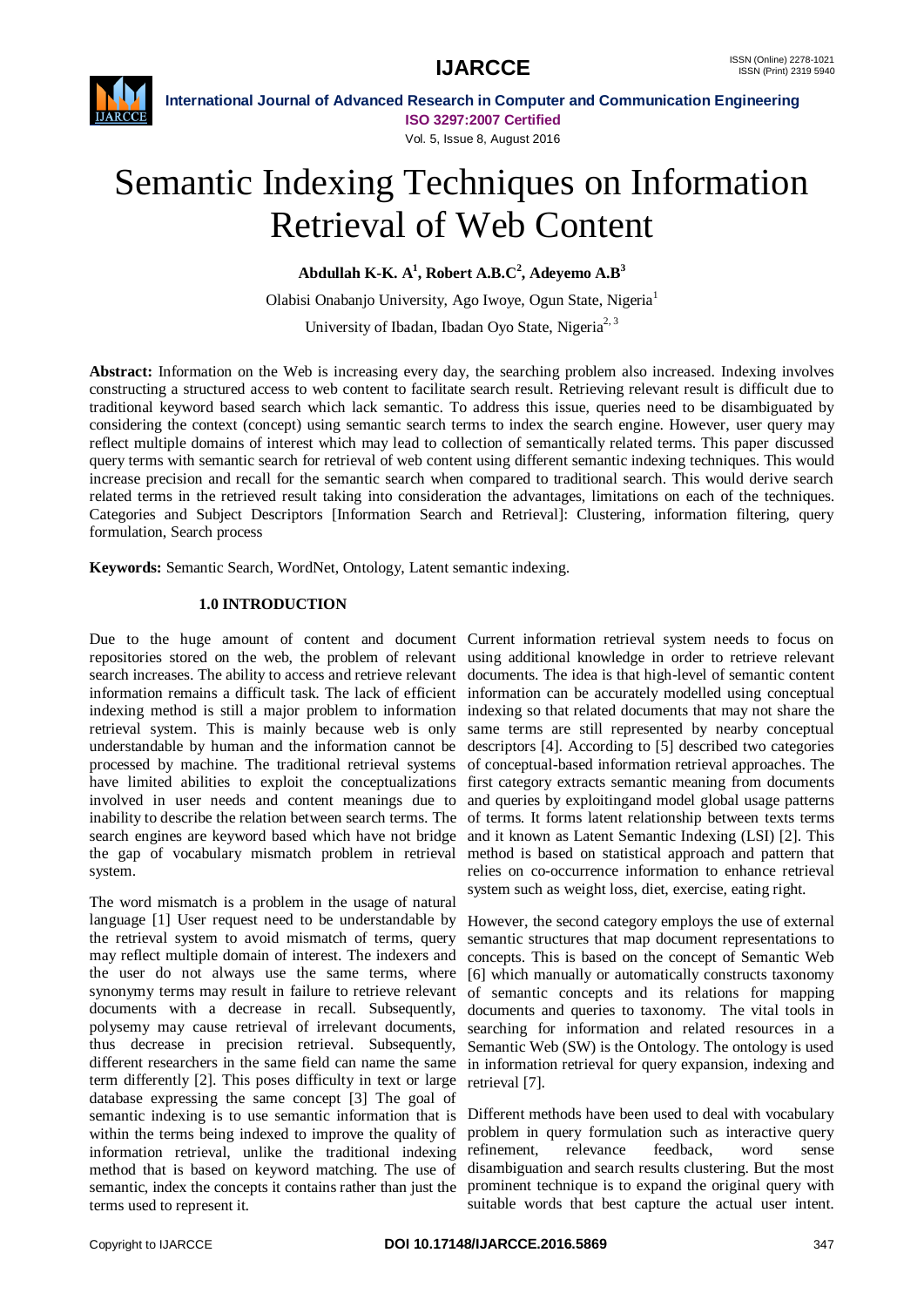# Semantic Indexing Techniques on Information Retrieval of Web Content

**Abdullah K-K. A[1], Robert A.B.C[2], Adeyemo A.B[3]**

Olabisi Onabanjo University, Ago Iwoye, Ogun State, Nigeria[1]

University of Ibadan, Ibadan Oyo State, Nigeria[2, 3]

**Abstract:** Information on the Web is increasing every day, the searching problem also increased. Indexing involves constructing a structured access to web content to facilitate search result. Retrieving relevant result is difficult due to traditional keyword based search which lack semantic. To address this issue, queries need to be disambiguated by considering the context (concept) using semantic search terms to index the search engine. However, user query may reflect multiple domains of interest which may lead to collection of semantically related terms. This paper discussed query terms with semantic search for retrieval of web content using different semantic indexing techniques. This would increase precision and recall for the semantic search when compared to traditional search. This would derive search related terms in the retrieved result taking into consideration the advantages, limitations on each of the techniques. Categories and Subject Descriptors [Information Search and Retrieval]: Clustering, information filtering, query formulation, Search process

**Keywords:** Semantic Search, WordNet, Ontology, Latent semantic indexing.

## 1.0 INTRODUCTION

Due to the huge amount of content and document repositories stored on the web, the problem of relevant search increases. The ability to access and retrieve relevant information remains a difficult task. The lack of efficient indexing method is still a major problem to information retrieval system. This is mainly because web is only understandable by human and the information cannot be processed by machine. The traditional retrieval systems have limited abilities to exploit the conceptualizations involved in user needs and content meanings due to inability to describe the relation between search terms. The search engines are keyword based which have not bridge the gap of vocabulary mismatch problem in retrieval system.

The word mismatch is a problem in the usage of natural language [1] User request need to be understandable by the retrieval system to avoid mismatch of terms, query may reflect multiple domain of interest. The indexers and the user do not always use the same terms, where synonymy terms may result in failure to retrieve relevant documents with a decrease in recall. Subsequently, polysemy may cause retrieval of irrelevant documents, thus decrease in precision retrieval. Subsequently, different researchers in the same field can name the same term differently [2]. This poses difficulty in text or large database expressing the same concept [3] The goal of semantic indexing is to use semantic information that is within the terms being indexed to improve the quality of information retrieval, unlike the traditional indexing method that is based on keyword matching. The use of semantic, index the concepts it contains rather than just the terms used to represent it.

Current information retrieval system needs to focus on using additional knowledge in order to retrieve relevant documents. The idea is that high-level of semantic content information can be accurately modelled using conceptual indexing so that related documents that may not share the same terms are still represented by nearby conceptual descriptors [4]. According to [5] described two categories of conceptual-based information retrieval approaches. The first category extracts semantic meaning from documents and queries by exploitingand model global usage patterns of terms. It forms latent relationship between texts terms and it known as Latent Semantic Indexing (LSI) [2]. This method is based on statistical approach and pattern that relies on co-occurrence information to enhance retrieval system such as weight loss, diet, exercise, eating right.

However, the second category employs the use of external semantic structures that map document representations to concepts. This is based on the concept of Semantic Web [6] which manually or automatically constructs taxonomy of semantic concepts and its relations for mapping documents and queries to taxonomy. The vital tools in searching for information and related resources in a Semantic Web (SW) is the Ontology. The ontology is used in information retrieval for query expansion, indexing and retrieval [7].

Different methods have been used to deal with vocabulary problem in query formulation such as interactive query refinement, relevance feedback, word sense disambiguation and search results clustering. But the most prominent technique is to expand the original query with suitable words that best capture the actual user intent.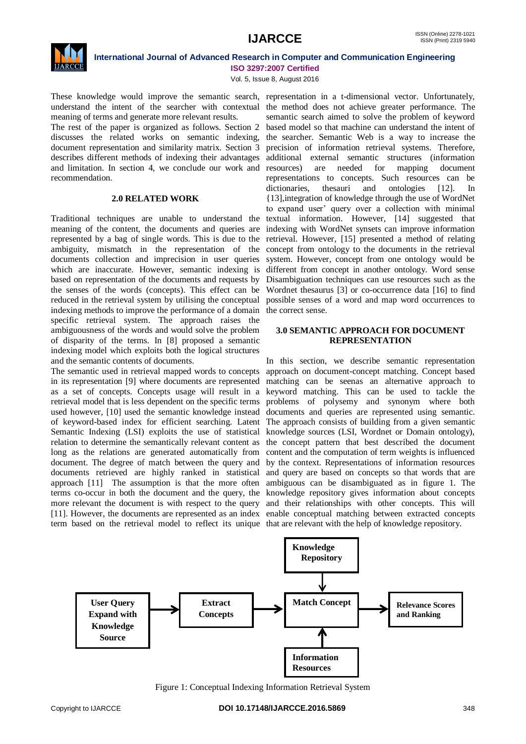These knowledge would improve the semantic search, understand the intent of the searcher with contextual meaning of terms and generate more relevant results.

The rest of the paper is organized as follows. Section 2 discusses the related works on semantic indexing, document representation and similarity matrix. Section 3 describes different methods of indexing their advantages and limitation. In section 4, we conclude our work and recommendation.

## 2.0 RELATED WORK

Traditional techniques are unable to understand the meaning of the content, the documents and queries are represented by a bag of single words. This is due to the ambiguity, mismatch in the representation of the documents collection and imprecision in user queries which are inaccurate. However, semantic indexing is based on representation of the documents and requests by the senses of the words (concepts). This effect can be reduced in the retrieval system by utilising the conceptual indexing methods to improve the performance of a domain specific retrieval system. The approach raises the ambiguousness of the words and would solve the problem of disparity of the terms. In [8] proposed a semantic indexing model which exploits both the logical structures and the semantic contents of documents.

The semantic used in retrieval mapped words to concepts in its representation [9] where documents are represented as a set of concepts. Concepts usage will result in a retrieval model that is less dependent on the specific terms used however, [10] used the semantic knowledge instead of keyword-based index for efficient searching. Latent Semantic Indexing (LSI) exploits the use of statistical relation to determine the semantically relevant content as long as the relations are generated automatically from document. The degree of match between the query and documents retrieved are highly ranked in statistical approach [11] The assumption is that the more often terms co-occur in both the document and the query, the more relevant the document is with respect to the query [11]. However, the documents are represented as an index term based on the retrieval model to reflect its unique representation in a t-dimensional vector. Unfortunately, the method does not achieve greater performance. The semantic search aimed to solve the problem of keyword based model so that machine can understand the intent of the searcher. Semantic Web is a way to increase the precision of information retrieval systems. Therefore, additional external semantic structures (information resources) are needed for mapping document representations to concepts. Such resources can be dictionaries, thesauri and ontologies [12]. In {13],integration of knowledge through the use of WordNet to expand user' query over a collection with minimal textual information. However, [14] suggested that indexing with WordNet synsets can improve information retrieval. However, [15] presented a method of relating concept from ontology to the documents in the retrieval system. However, concept from one ontology would be different from concept in another ontology. Word sense Disambiguation techniques can use resources such as the Wordnet thesaurus [3] or co-occurrence data [16] to find possible senses of a word and map word occurrences to the correct sense.

## 3.0 SEMANTIC APPROACH FOR DOCUMENT REPRESENTATION

In this section, we describe semantic representation approach on document-concept matching. Concept based matching can be seenas an alternative approach to keyword matching. This can be used to tackle the problems of polysemy and synonym where both documents and queries are represented using semantic. The approach consists of building from a given semantic knowledge sources (LSI, Wordnet or Domain ontology), the concept pattern that best described the document content and the computation of term weights is influenced by the context. Representations of information resources and query are based on concepts so that words that are ambiguous can be disambiguated as in figure 1. The knowledge repository gives information about concepts and their relationships with other concepts. This will enable conceptual matching between extracted concepts that are relevant with the help of knowledge repository.

Figure 1: Conceptual Indexing Information Retrieval System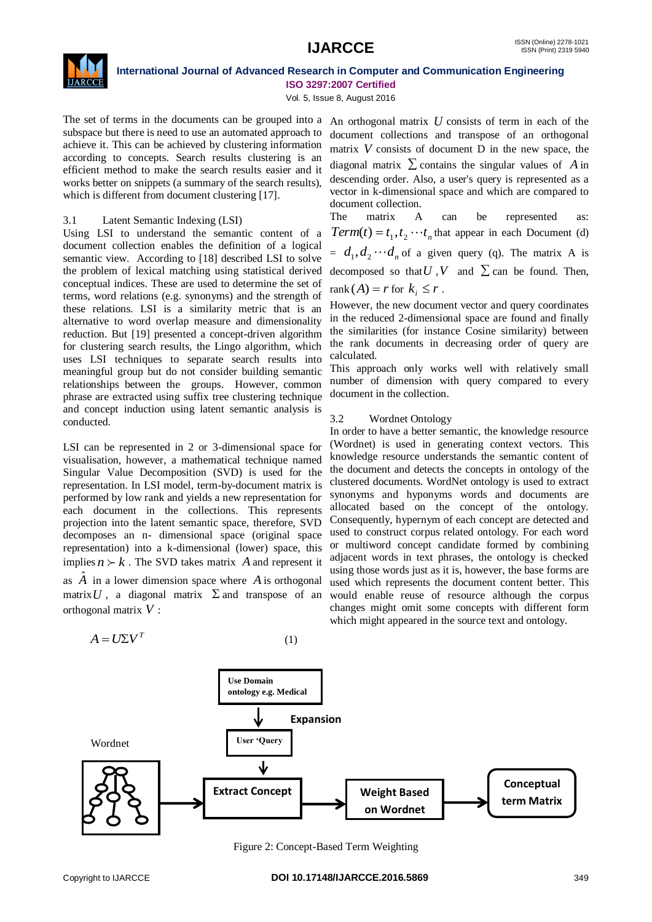The set of terms in the documents can be grouped into a subspace but there is need to use an automated approach to achieve it. This can be achieved by clustering information according to concepts. Search results clustering is an efficient method to make the search results easier and it works better on snippets (a summary of the search results), which is different from document clustering [17].

### 3.1 Latent Semantic Indexing (LSI)

Using LSI to understand the semantic content of a document collection enables the definition of a logical semantic view. According to [18] described LSI to solve the problem of lexical matching using statistical derived conceptual indices. These are used to determine the set of terms, word relations (e.g. synonyms) and the strength of these relations. LSI is a similarity metric that is an alternative to word overlap measure and dimensionality reduction. But [19] presented a concept-driven algorithm for clustering search results, the Lingo algorithm, which uses LSI techniques to separate search results into meaningful group but do not consider building semantic relationships between the groups. However, common phrase are extracted using suffix tree clustering technique and concept induction using latent semantic analysis is conducted.

LSI can be represented in 2 or 3-dimensional space for visualisation, however, a mathematical technique named Singular Value Decomposition (SVD) is used for the representation. In LSI model, term-by-document matrix is performed by low rank and yields a new representation for each document in the collections. This represents projection into the latent semantic space, therefore, SVD decomposes an n- dimensional space (original space representation) into a k-dimensional (lower) space, this implies $n \succ k$. The SVD takes matrix $A$ and represent it as $\hat{A}$ in a lower dimension space where $A$ is orthogonal matrix $U$, a diagonal matrix $\Sigma$ and transpose of an orthogonal matrix $V$:

$$A = U \Sigma V^T \qquad (1)$$

An orthogonal matrix $U$ consists of term in each of the document collections and transpose of an orthogonal matrix $V$ consists of document D in the new space, the diagonal matrix $\sum$ contains the singular values of $A$ in descending order. Also, a user's query is represented as a vector in k-dimensional space and which are compared to document collection.

The matrix A can be represented as: $Term(t) = t_1, t_2 \cdots t_n$ that appear in each Document (d) = $d_1, d_2 \cdots d_n$ of a given query (q). The matrix A is decomposed so that $U, V$ and $\sum$ can be found. Then, $\text{rank}(A) = r$ for $k_i \leq r$.

However, the new document vector and query coordinates in the reduced 2-dimensional space are found and finally the similarities (for instance Cosine similarity) between the rank documents in decreasing order of query are calculated.

This approach only works well with relatively small number of dimension with query compared to every document in the collection.

### 3.2 Wordnet Ontology

In order to have a better semantic, the knowledge resource (Wordnet) is used in generating context vectors. This knowledge resource understands the semantic content of the document and detects the concepts in ontology of the clustered documents. WordNet ontology is used to extract synonyms and hyponyms words and documents are allocated based on the concept of the ontology. Consequently, hypernym of each concept are detected and used to construct corpus related ontology. For each word or multiword concept candidate formed by combining adjacent words in text phrases, the ontology is checked using those words just as it is, however, the base forms are used which represents the document content better. This would enable reuse of resource although the corpus changes might omit some concepts with different form which might appeared in the source text and ontology.

Use Domain ontology e.g. Medical → Expansion → User 'Query → Extract Concept; Wordnet → Extract Concept → Weight Based on Wordnet → Conceptual term Matrix

Figure 2: Concept-Based Term Weighting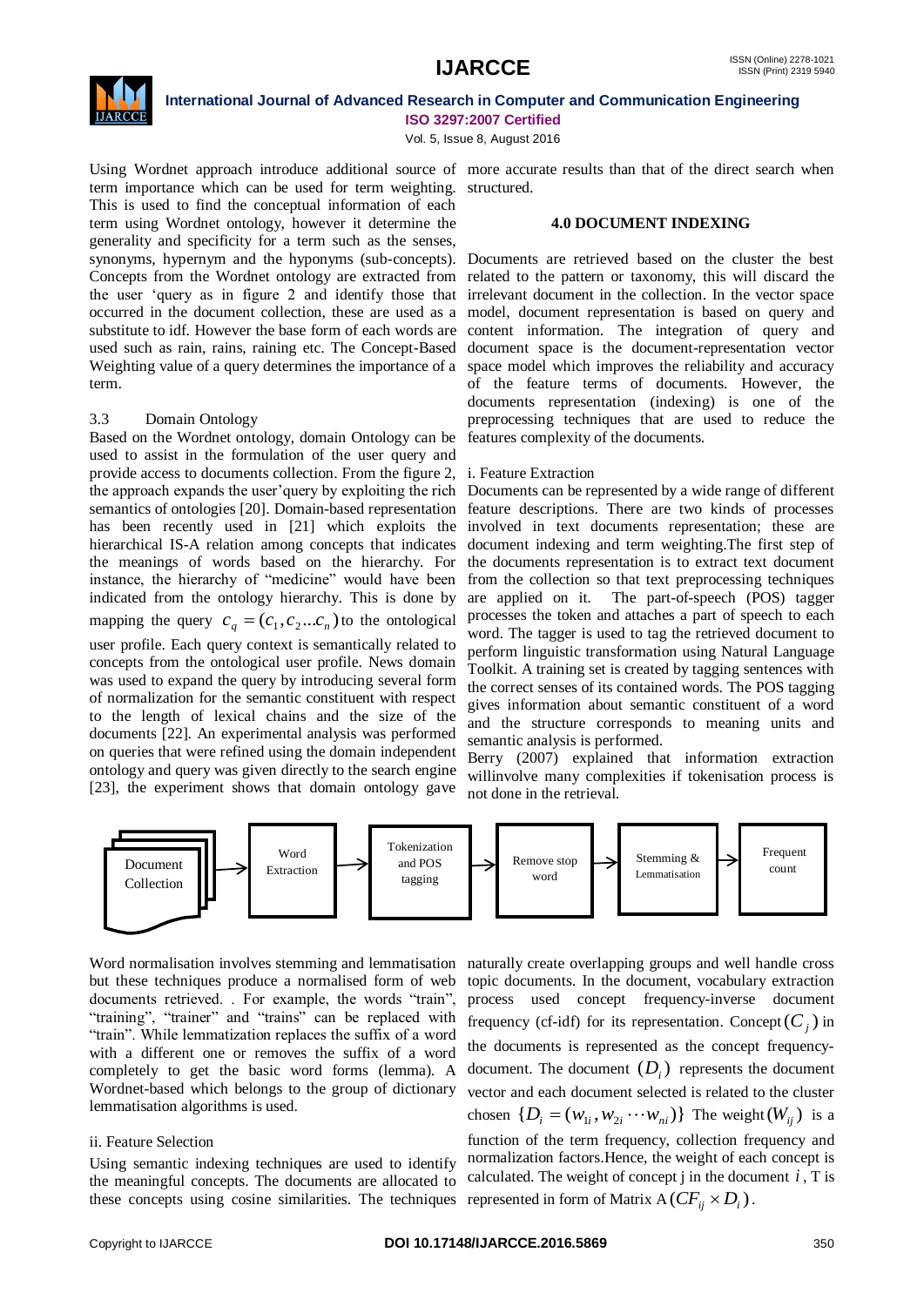Using Wordnet approach introduce additional source of term importance which can be used for term weighting. This is used to find the conceptual information of each term using Wordnet ontology, however it determine the generality and specificity for a term such as the senses, synonyms, hypernym and the hyponyms (sub-concepts). Concepts from the Wordnet ontology are extracted from the user 'query as in figure 2 and identify those that occurred in the document collection, these are used as a substitute to idf. However the base form of each words are used such as rain, rains, raining etc. The Concept-Based Weighting value of a query determines the importance of a term.

### 3.3 Domain Ontology

Based on the Wordnet ontology, domain Ontology can be used to assist in the formulation of the user query and provide access to documents collection. From the figure 2, the approach expands the user'query by exploiting the rich semantics of ontologies [20]. Domain-based representation has been recently used in [21] which exploits the hierarchical IS-A relation among concepts that indicates the meanings of words based on the hierarchy. For instance, the hierarchy of "medicine" would have been indicated from the ontology hierarchy. This is done by mapping the query $c_q = (c_1, c_2 ... c_n)$ to the ontological user profile. Each query context is semantically related to concepts from the ontological user profile. News domain was used to expand the query by introducing several form of normalization for the semantic constituent with respect to the length of lexical chains and the size of the documents [22]. An experimental analysis was performed on queries that were refined using the domain independent ontology and query was given directly to the search engine [23], the experiment shows that domain ontology gave more accurate results than that of the direct search when structured.

## 4.0 DOCUMENT INDEXING

Documents are retrieved based on the cluster the best related to the pattern or taxonomy, this will discard the irrelevant document in the collection. In the vector space model, document representation is based on query and content information. The integration of query and document space is the document-representation vector space model which improves the reliability and accuracy of the feature terms of documents. However, the documents representation (indexing) is one of the preprocessing techniques that are used to reduce the features complexity of the documents.

### i. Feature Extraction

Documents can be represented by a wide range of different feature descriptions. There are two kinds of processes involved in text documents representation; these are document indexing and term weighting.The first step of the documents representation is to extract text document from the collection so that text preprocessing techniques are applied on it. The part-of-speech (POS) tagger processes the token and attaches a part of speech to each word. The tagger is used to tag the retrieved document to perform linguistic transformation using Natural Language Toolkit. A training set is created by tagging sentences with the correct senses of its contained words. The POS tagging gives information about semantic constituent of a word and the structure corresponds to meaning units and semantic analysis is performed.

Berry (2007) explained that information extraction willinvolve many complexities if tokenisation process is not done in the retrieval.

Document Collection → Word Extraction → Tokenization and POS tagging → Remove stop word → Stemming & Lemmatisation → Frequent count

Word normalisation involves stemming and lemmatisation but these techniques produce a normalised form of web documents retrieved. . For example, the words "train", "training", "trainer" and "trains" can be replaced with "train". While lemmatization replaces the suffix of a word with a different one or removes the suffix of a word completely to get the basic word forms (lemma). A Wordnet-based which belongs to the group of dictionary lemmatisation algorithms is used.

### ii. Feature Selection

Using semantic indexing techniques are used to identify the meaningful concepts. The documents are allocated to these concepts using cosine similarities. The techniques naturally create overlapping groups and well handle cross topic documents. In the document, vocabulary extraction process used concept frequency-inverse document frequency (cf-idf) for its representation. Concept $(C_j)$ in the documents is represented as the concept frequency-document. The document $(D_i)$ represents the document vector and each document selected is related to the cluster chosen $\{D_i = (w_{1i}, w_{2i} \cdots w_{ni})\}$ The weight $(W_{ij})$ is a function of the term frequency, collection frequency and normalization factors.Hence, the weight of each concept is calculated. The weight of concept j in the document $i$, T is represented in form of Matrix A $(CF_{ij} \times D_i)$.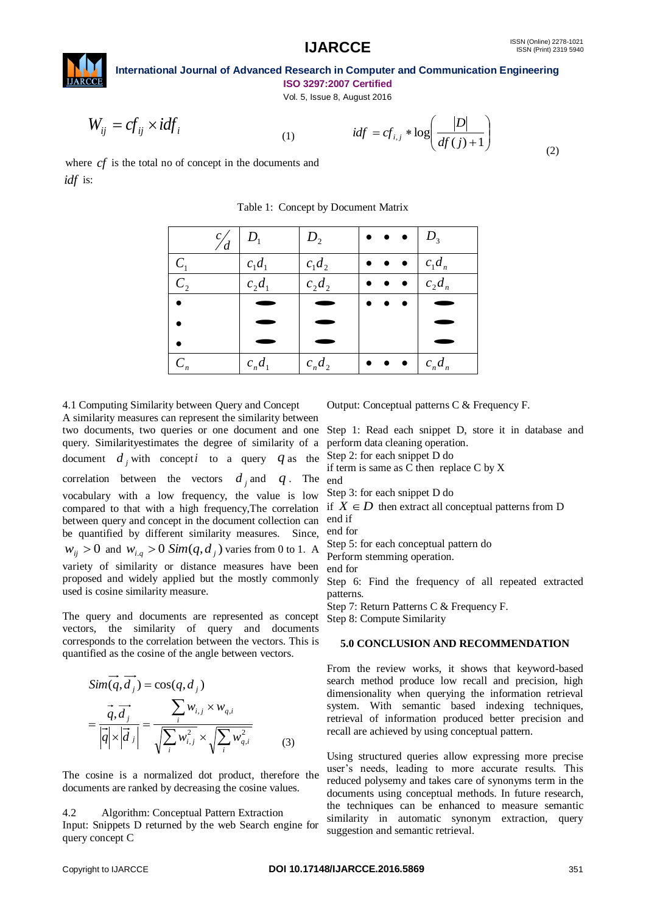$$W_{ij} = cf_{ij} \times idf_i \quad (1) \qquad idf = cf_{i,j} * \log\left(\frac{|D|}{df(j)+1}\right) \quad (2)$$

where $cf$ is the total no of concept in the documents and $idf$ is:

Table 1: Concept by Document Matrix

| $c/d$ | $D_1$ | $D_2$ | • • • | $D_3$ |
|---|---|---|---|---|
| $C_1$ | $c_1d_1$ | $c_1d_2$ | • • • | $c_1d_n$ |
| $C_2$ | $c_2d_1$ | $c_2d_2$ | • • • | $c_2d_n$ |
| • | — | — | • • • | — |
| • | — | — | | — |
| • | — | — | | — |
| $C_n$ | $c_nd_1$ | $c_nd_2$ | • • • | $c_nd_n$ |

4.1 Computing Similarity between Query and Concept

A similarity measures can represent the similarity between two documents, two queries or one document and one query. Similarityestimates the degree of similarity of a document $d_j$ with concept $i$ to a query $q$ as the correlation between the vectors $d_j$ and $q$. The vocabulary with a low frequency, the value is low compared to that with a high frequency,The correlation between query and concept in the document collection can be quantified by different similarity measures. Since, $w_{ij} > 0$ and $w_{i.q} > 0$ $Sim(q, d_j)$ varies from 0 to 1. A variety of similarity or distance measures have been proposed and widely applied but the mostly commonly used is cosine similarity measure.

The query and documents are represented as concept vectors, the similarity of query and documents corresponds to the correlation between the vectors. This is quantified as the cosine of the angle between vectors.

$$Sim(\vec{q}, \vec{d_j}) = \cos(q, d_j)$$
$$= \frac{\vec{q}, \vec{d_j}}{|\vec{q}| \times |\vec{d}_j|} = \frac{\sum_i w_{i,j} \times w_{q,i}}{\sqrt{\sum_i w_{i,j}^2} \times \sqrt{\sum_i w_{q,i}^2}} \quad (3)$$

The cosine is a normalized dot product, therefore the documents are ranked by decreasing the cosine values.

4.2 Algorithm: Conceptual Pattern Extraction

Input: Snippets D returned by the web Search engine for query concept C

Output: Conceptual patterns C & Frequency F.

Step 1: Read each snippet D, store it in database and perform data cleaning operation.
Step 2: for each snippet D do
if term is same as C then replace C by X
end
Step 3: for each snippet D do
if $X \in D$ then extract all conceptual patterns from D
end if
end for
Step 5: for each conceptual pattern do
Perform stemming operation.
end for
Step 6: Find the frequency of all repeated extracted patterns.
Step 7: Return Patterns C & Frequency F.
Step 8: Compute Similarity

### 5.0 CONCLUSION AND RECOMMENDATION

From the review works, it shows that keyword-based search method produce low recall and precision, high dimensionality when querying the information retrieval system. With semantic based indexing techniques, retrieval of information produced better precision and recall are achieved by using conceptual pattern.

Using structured queries allow expressing more precise user's needs, leading to more accurate results. This reduced polysemy and takes care of synonyms term in the documents using conceptual methods. In future research, the techniques can be enhanced to measure semantic similarity in automatic synonym extraction, query suggestion and semantic retrieval.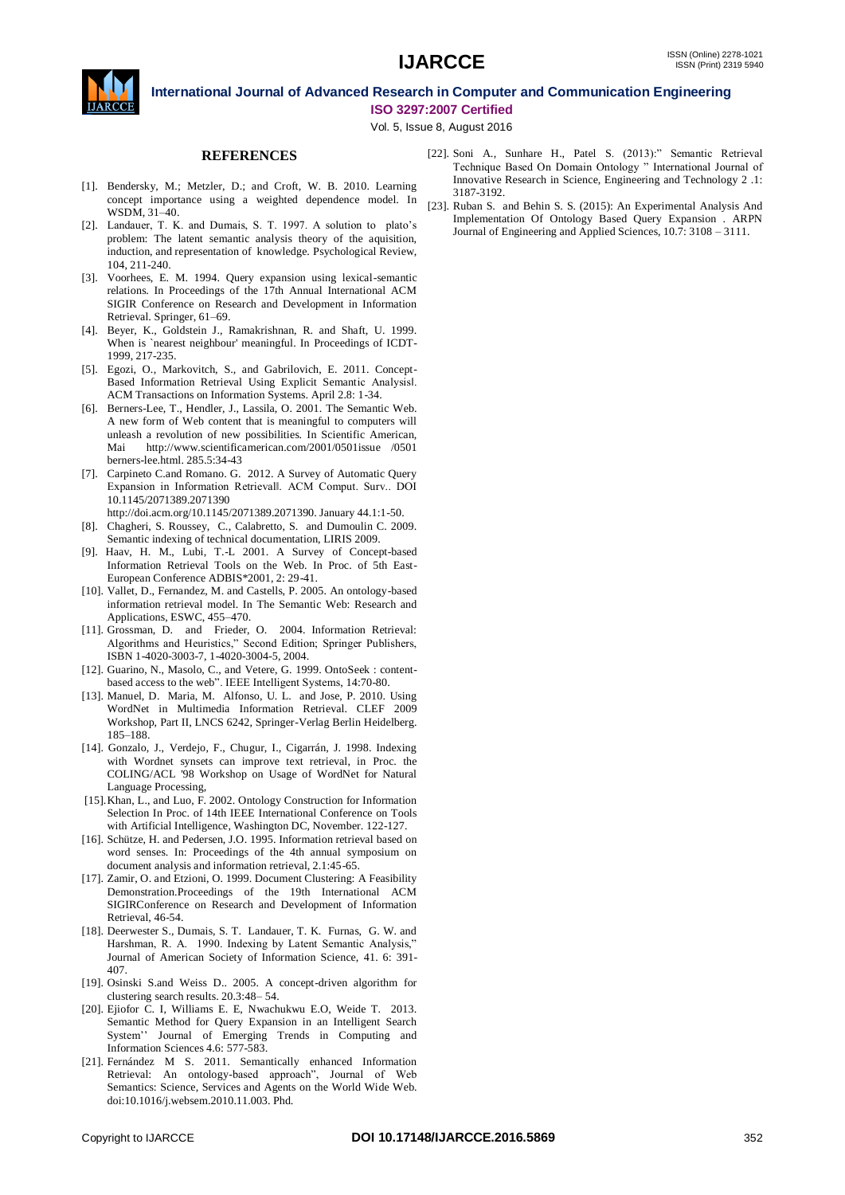## REFERENCES

[1]. Bendersky, M.; Metzler, D.; and Croft, W. B. 2010. Learning concept importance using a weighted dependence model. In WSDM, 31–40.

[2]. Landauer, T. K. and Dumais, S. T. 1997. A solution to plato's problem: The latent semantic analysis theory of the aquisition, induction, and representation of knowledge. Psychological Review, 104, 211-240.

[3]. Voorhees, E. M. 1994. Query expansion using lexical-semantic relations. In Proceedings of the 17th Annual International ACM SIGIR Conference on Research and Development in Information Retrieval. Springer, 61–69.

[4]. Beyer, K., Goldstein J., Ramakrishnan, R. and Shaft, U. 1999. When is `nearest neighbour' meaningful. In Proceedings of ICDT-1999, 217-235.

[5]. Egozi, O., Markovitch, S., and Gabrilovich, E. 2011. Concept-Based Information Retrieval Using Explicit Semantic Analysisǁ. ACM Transactions on Information Systems. April 2.8: 1-34.

[6]. Berners-Lee, T., Hendler, J., Lassila, O. 2001. The Semantic Web. A new form of Web content that is meaningful to computers will unleash a revolution of new possibilities. In Scientific American, Mai http://www.scientificamerican.com/2001/0501issue /0501 berners-lee.html. 285.5:34-43

[7]. Carpineto C.and Romano. G. 2012. A Survey of Automatic Query Expansion in Information Retrievalǁ. ACM Comput. Surv.. DOI 10.1145/2071389.2071390 http://doi.acm.org/10.1145/2071389.2071390. January 44.1:1-50.

[8]. Chagheri, S. Roussey, C., Calabretto, S. and Dumoulin C. 2009. Semantic indexing of technical documentation, LIRIS 2009.

[9]. Haav, H. M., Lubi, T.-L 2001. A Survey of Concept-based Information Retrieval Tools on the Web. In Proc. of 5th East-European Conference ADBIS*2001, 2: 29-41.

[10]. Vallet, D., Fernandez, M. and Castells, P. 2005. An ontology-based information retrieval model. In The Semantic Web: Research and Applications, ESWC, 455–470.

[11]. Grossman, D. and Frieder, O. 2004. Information Retrieval: Algorithms and Heuristics," Second Edition; Springer Publishers, ISBN 1-4020-3003-7, 1-4020-3004-5, 2004.

[12]. Guarino, N., Masolo, C., and Vetere, G. 1999. OntoSeek : content-based access to the web". IEEE Intelligent Systems, 14:70-80.

[13]. Manuel, D. Maria, M. Alfonso, U. L. and Jose, P. 2010. Using WordNet in Multimedia Information Retrieval. CLEF 2009 Workshop, Part II, LNCS 6242, Springer-Verlag Berlin Heidelberg. 185–188.

[14]. Gonzalo, J., Verdejo, F., Chugur, I., Cigarrán, J. 1998. Indexing with Wordnet synsets can improve text retrieval, in Proc. the COLING/ACL '98 Workshop on Usage of WordNet for Natural Language Processing,

[15]. Khan, L., and Luo, F. 2002. Ontology Construction for Information Selection In Proc. of 14th IEEE International Conference on Tools with Artificial Intelligence, Washington DC, November. 122-127.

[16]. Schütze, H. and Pedersen, J.O. 1995. Information retrieval based on word senses. In: Proceedings of the 4th annual symposium on document analysis and information retrieval, 2.1:45-65.

[17]. Zamir, O. and Etzioni, O. 1999. Document Clustering: A Feasibility Demonstration.Proceedings of the 19th International ACM SIGIRConference on Research and Development of Information Retrieval, 46-54.

[18]. Deerwester S., Dumais, S. T. Landauer, T. K. Furnas, G. W. and Harshman, R. A. 1990. Indexing by Latent Semantic Analysis," Journal of American Society of Information Science, 41. 6: 391-407.

[19]. Osinski S.and Weiss D.. 2005. A concept-driven algorithm for clustering search results. 20.3:48– 54.

[20]. Ejiofor C. I, Williams E. E, Nwachukwu E.O, Weide T. 2013. Semantic Method for Query Expansion in an Intelligent Search System'' Journal of Emerging Trends in Computing and Information Sciences 4.6: 577-583.

[21]. Fernández M S. 2011. Semantically enhanced Information Retrieval: An ontology-based approach", Journal of Web Semantics: Science, Services and Agents on the World Wide Web. doi:10.1016/j.websem.2010.11.003. Phd.

[22]. Soni A., Sunhare H., Patel S. (2013):" Semantic Retrieval Technique Based On Domain Ontology " International Journal of Innovative Research in Science, Engineering and Technology 2 .1: 3187-3192.

[23]. Ruban S. and Behin S. S. (2015): An Experimental Analysis And Implementation Of Ontology Based Query Expansion . ARPN Journal of Engineering and Applied Sciences, 10.7: 3108 – 3111.